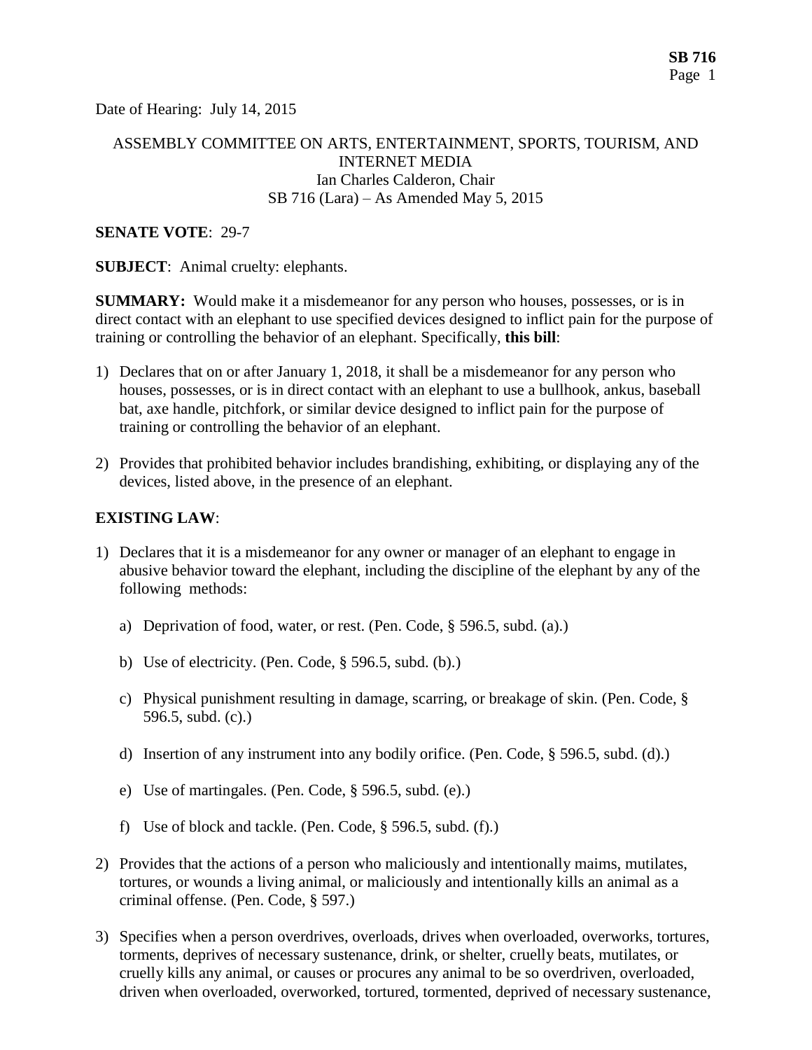Date of Hearing: July 14, 2015

ASSEMBLY COMMITTEE ON ARTS, ENTERTAINMENT, SPORTS, TOURISM, AND INTERNET MEDIA
Ian Charles Calderon, Chair
SB 716 (Lara) – As Amended May 5, 2015

**SENATE VOTE**: 29-7

**SUBJECT**: Animal cruelty: elephants.

**SUMMARY:** Would make it a misdemeanor for any person who houses, possesses, or is in direct contact with an elephant to use specified devices designed to inflict pain for the purpose of training or controlling the behavior of an elephant. Specifically, **this bill**:

1) Declares that on or after January 1, 2018, it shall be a misdemeanor for any person who houses, possesses, or is in direct contact with an elephant to use a bullhook, ankus, baseball bat, axe handle, pitchfork, or similar device designed to inflict pain for the purpose of training or controlling the behavior of an elephant.

2) Provides that prohibited behavior includes brandishing, exhibiting, or displaying any of the devices, listed above, in the presence of an elephant.

**EXISTING LAW**:

1) Declares that it is a misdemeanor for any owner or manager of an elephant to engage in abusive behavior toward the elephant, including the discipline of the elephant by any of the following methods:

    a) Deprivation of food, water, or rest. (Pen. Code, § 596.5, subd. (a).)

    b) Use of electricity. (Pen. Code, § 596.5, subd. (b).)

    c) Physical punishment resulting in damage, scarring, or breakage of skin. (Pen. Code, § 596.5, subd. (c).)

    d) Insertion of any instrument into any bodily orifice. (Pen. Code, § 596.5, subd. (d).)

    e) Use of martingales. (Pen. Code, § 596.5, subd. (e).)

    f) Use of block and tackle. (Pen. Code, § 596.5, subd. (f).)

2) Provides that the actions of a person who maliciously and intentionally maims, mutilates, tortures, or wounds a living animal, or maliciously and intentionally kills an animal as a criminal offense. (Pen. Code, § 597.)

3) Specifies when a person overdrives, overloads, drives when overloaded, overworks, tortures, torments, deprives of necessary sustenance, drink, or shelter, cruelly beats, mutilates, or cruelly kills any animal, or causes or procures any animal to be so overdriven, overloaded, driven when overloaded, overworked, tortured, tormented, deprived of necessary sustenance,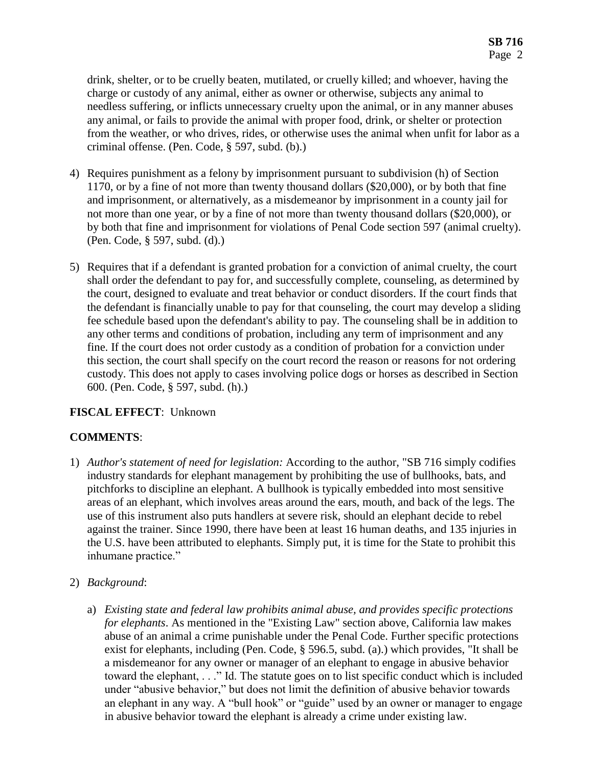drink, shelter, or to be cruelly beaten, mutilated, or cruelly killed; and whoever, having the charge or custody of any animal, either as owner or otherwise, subjects any animal to needless suffering, or inflicts unnecessary cruelty upon the animal, or in any manner abuses any animal, or fails to provide the animal with proper food, drink, or shelter or protection from the weather, or who drives, rides, or otherwise uses the animal when unfit for labor as a criminal offense. (Pen. Code, § 597, subd. (b).)

4) Requires punishment as a felony by imprisonment pursuant to subdivision (h) of Section 1170, or by a fine of not more than twenty thousand dollars ($20,000), or by both that fine and imprisonment, or alternatively, as a misdemeanor by imprisonment in a county jail for not more than one year, or by a fine of not more than twenty thousand dollars ($20,000), or by both that fine and imprisonment for violations of Penal Code section 597 (animal cruelty). (Pen. Code, § 597, subd. (d).)

5) Requires that if a defendant is granted probation for a conviction of animal cruelty, the court shall order the defendant to pay for, and successfully complete, counseling, as determined by the court, designed to evaluate and treat behavior or conduct disorders. If the court finds that the defendant is financially unable to pay for that counseling, the court may develop a sliding fee schedule based upon the defendant's ability to pay. The counseling shall be in addition to any other terms and conditions of probation, including any term of imprisonment and any fine. If the court does not order custody as a condition of probation for a conviction under this section, the court shall specify on the court record the reason or reasons for not ordering custody. This does not apply to cases involving police dogs or horses as described in Section 600. (Pen. Code, § 597, subd. (h).)

**FISCAL EFFECT**: Unknown

**COMMENTS**:

1) *Author's statement of need for legislation:* According to the author, "SB 716 simply codifies industry standards for elephant management by prohibiting the use of bullhooks, bats, and pitchforks to discipline an elephant. A bullhook is typically embedded into most sensitive areas of an elephant, which involves areas around the ears, mouth, and back of the legs. The use of this instrument also puts handlers at severe risk, should an elephant decide to rebel against the trainer. Since 1990, there have been at least 16 human deaths, and 135 injuries in the U.S. have been attributed to elephants. Simply put, it is time for the State to prohibit this inhumane practice."

2) *Background*:

   a) *Existing state and federal law prohibits animal abuse, and provides specific protections for elephants*. As mentioned in the "Existing Law" section above, California law makes abuse of an animal a crime punishable under the Penal Code. Further specific protections exist for elephants, including (Pen. Code, § 596.5, subd. (a).) which provides, "It shall be a misdemeanor for any owner or manager of an elephant to engage in abusive behavior toward the elephant, . . ." Id. The statute goes on to list specific conduct which is included under "abusive behavior," but does not limit the definition of abusive behavior towards an elephant in any way. A "bull hook" or "guide" used by an owner or manager to engage in abusive behavior toward the elephant is already a crime under existing law.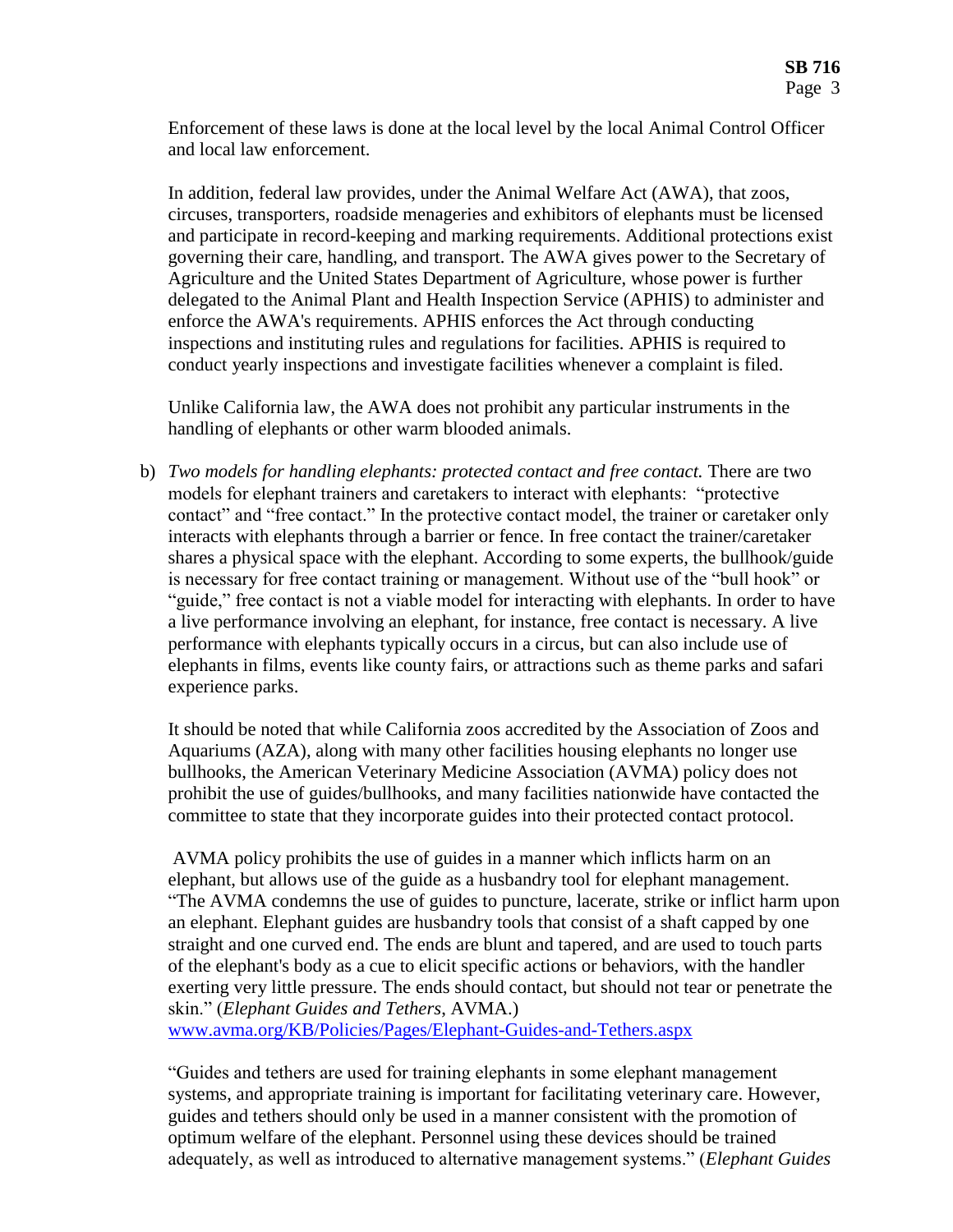Enforcement of these laws is done at the local level by the local Animal Control Officer and local law enforcement.

In addition, federal law provides, under the Animal Welfare Act (AWA), that zoos, circuses, transporters, roadside menageries and exhibitors of elephants must be licensed and participate in record-keeping and marking requirements. Additional protections exist governing their care, handling, and transport. The AWA gives power to the Secretary of Agriculture and the United States Department of Agriculture, whose power is further delegated to the Animal Plant and Health Inspection Service (APHIS) to administer and enforce the AWA's requirements. APHIS enforces the Act through conducting inspections and instituting rules and regulations for facilities. APHIS is required to conduct yearly inspections and investigate facilities whenever a complaint is filed.

Unlike California law, the AWA does not prohibit any particular instruments in the handling of elephants or other warm blooded animals.

b) *Two models for handling elephants: protected contact and free contact.* There are two models for elephant trainers and caretakers to interact with elephants: "protective contact" and "free contact." In the protective contact model, the trainer or caretaker only interacts with elephants through a barrier or fence. In free contact the trainer/caretaker shares a physical space with the elephant. According to some experts, the bullhook/guide is necessary for free contact training or management. Without use of the "bull hook" or "guide," free contact is not a viable model for interacting with elephants. In order to have a live performance involving an elephant, for instance, free contact is necessary. A live performance with elephants typically occurs in a circus, but can also include use of elephants in films, events like county fairs, or attractions such as theme parks and safari experience parks.

It should be noted that while California zoos accredited by the Association of Zoos and Aquariums (AZA), along with many other facilities housing elephants no longer use bullhooks, the American Veterinary Medicine Association (AVMA) policy does not prohibit the use of guides/bullhooks, and many facilities nationwide have contacted the committee to state that they incorporate guides into their protected contact protocol.

AVMA policy prohibits the use of guides in a manner which inflicts harm on an elephant, but allows use of the guide as a husbandry tool for elephant management. "The AVMA condemns the use of guides to puncture, lacerate, strike or inflict harm upon an elephant. Elephant guides are husbandry tools that consist of a shaft capped by one straight and one curved end. The ends are blunt and tapered, and are used to touch parts of the elephant's body as a cue to elicit specific actions or behaviors, with the handler exerting very little pressure. The ends should contact, but should not tear or penetrate the skin." (*Elephant Guides and Tethers*, AVMA.) [www.avma.org/KB/Policies/Pages/Elephant-Guides-and-Tethers.aspx](www.avma.org/KB/Policies/Pages/Elephant-Guides-and-Tethers.aspx)

"Guides and tethers are used for training elephants in some elephant management systems, and appropriate training is important for facilitating veterinary care. However, guides and tethers should only be used in a manner consistent with the promotion of optimum welfare of the elephant. Personnel using these devices should be trained adequately, as well as introduced to alternative management systems." (*Elephant Guides*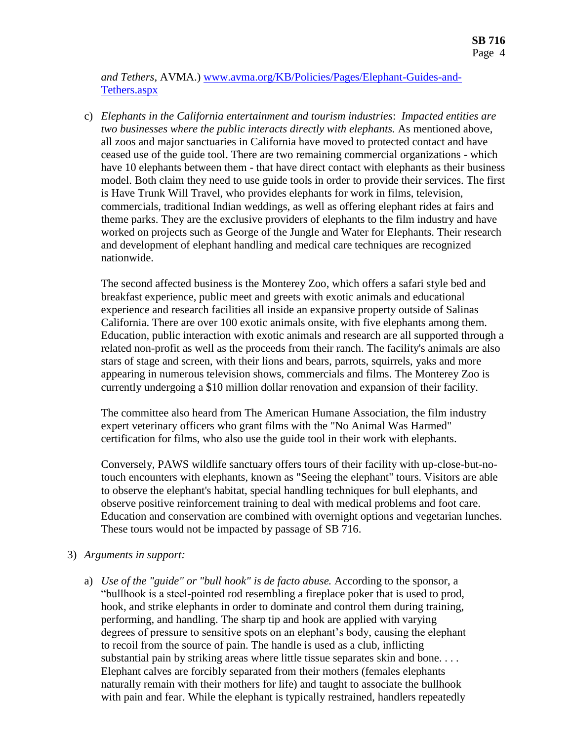*and Tethers*, AVMA.) www.avma.org/KB/Policies/Pages/Elephant-Guides-and-Tethers.aspx

c) *Elephants in the California entertainment and tourism industries*: *Impacted entities are two businesses where the public interacts directly with elephants.* As mentioned above, all zoos and major sanctuaries in California have moved to protected contact and have ceased use of the guide tool. There are two remaining commercial organizations - which have 10 elephants between them - that have direct contact with elephants as their business model. Both claim they need to use guide tools in order to provide their services. The first is Have Trunk Will Travel, who provides elephants for work in films, television, commercials, traditional Indian weddings, as well as offering elephant rides at fairs and theme parks. They are the exclusive providers of elephants to the film industry and have worked on projects such as George of the Jungle and Water for Elephants. Their research and development of elephant handling and medical care techniques are recognized nationwide.

   The second affected business is the Monterey Zoo, which offers a safari style bed and breakfast experience, public meet and greets with exotic animals and educational experience and research facilities all inside an expansive property outside of Salinas California. There are over 100 exotic animals onsite, with five elephants among them. Education, public interaction with exotic animals and research are all supported through a related non-profit as well as the proceeds from their ranch. The facility's animals are also stars of stage and screen, with their lions and bears, parrots, squirrels, yaks and more appearing in numerous television shows, commercials and films. The Monterey Zoo is currently undergoing a $10 million dollar renovation and expansion of their facility.

   The committee also heard from The American Humane Association, the film industry expert veterinary officers who grant films with the "No Animal Was Harmed" certification for films, who also use the guide tool in their work with elephants.

   Conversely, PAWS wildlife sanctuary offers tours of their facility with up-close-but-no-touch encounters with elephants, known as "Seeing the elephant" tours. Visitors are able to observe the elephant's habitat, special handling techniques for bull elephants, and observe positive reinforcement training to deal with medical problems and foot care. Education and conservation are combined with overnight options and vegetarian lunches. These tours would not be impacted by passage of SB 716.

3) *Arguments in support:*

   a) *Use of the "guide" or "bull hook" is de facto abuse.* According to the sponsor, a "bullhook is a steel-pointed rod resembling a fireplace poker that is used to prod, hook, and strike elephants in order to dominate and control them during training, performing, and handling. The sharp tip and hook are applied with varying degrees of pressure to sensitive spots on an elephant's body, causing the elephant to recoil from the source of pain. The handle is used as a club, inflicting substantial pain by striking areas where little tissue separates skin and bone. . . . Elephant calves are forcibly separated from their mothers (females elephants naturally remain with their mothers for life) and taught to associate the bullhook with pain and fear. While the elephant is typically restrained, handlers repeatedly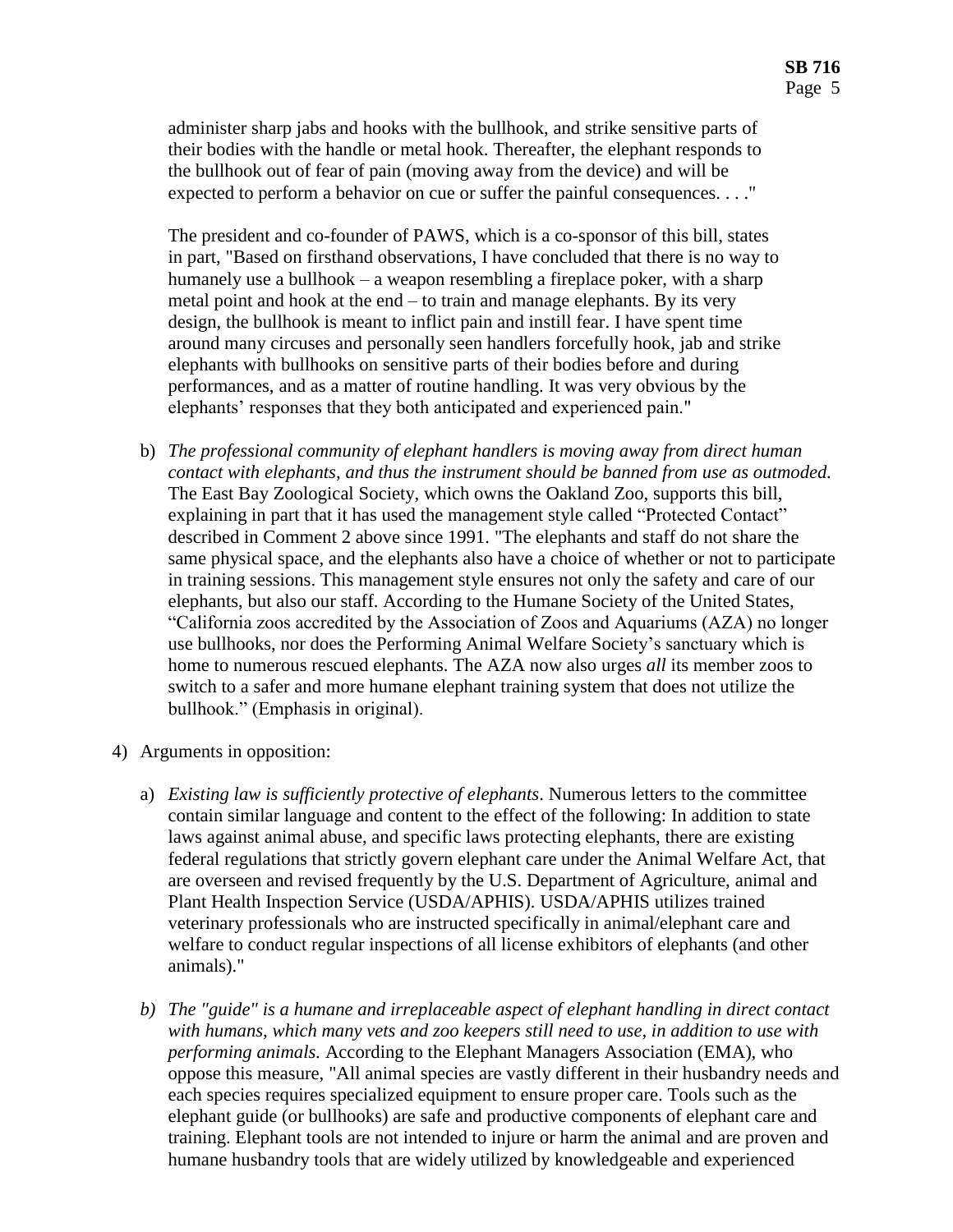administer sharp jabs and hooks with the bullhook, and strike sensitive parts of their bodies with the handle or metal hook. Thereafter, the elephant responds to the bullhook out of fear of pain (moving away from the device) and will be expected to perform a behavior on cue or suffer the painful consequences. . . ."

The president and co-founder of PAWS, which is a co-sponsor of this bill, states in part, "Based on firsthand observations, I have concluded that there is no way to humanely use a bullhook – a weapon resembling a fireplace poker, with a sharp metal point and hook at the end – to train and manage elephants. By its very design, the bullhook is meant to inflict pain and instill fear. I have spent time around many circuses and personally seen handlers forcefully hook, jab and strike elephants with bullhooks on sensitive parts of their bodies before and during performances, and as a matter of routine handling. It was very obvious by the elephants' responses that they both anticipated and experienced pain."

b) *The professional community of elephant handlers is moving away from direct human contact with elephants, and thus the instrument should be banned from use as outmoded.* The East Bay Zoological Society, which owns the Oakland Zoo, supports this bill, explaining in part that it has used the management style called "Protected Contact" described in Comment 2 above since 1991. "The elephants and staff do not share the same physical space, and the elephants also have a choice of whether or not to participate in training sessions. This management style ensures not only the safety and care of our elephants, but also our staff. According to the Humane Society of the United States, "California zoos accredited by the Association of Zoos and Aquariums (AZA) no longer use bullhooks, nor does the Performing Animal Welfare Society's sanctuary which is home to numerous rescued elephants. The AZA now also urges *all* its member zoos to switch to a safer and more humane elephant training system that does not utilize the bullhook." (Emphasis in original).

4) Arguments in opposition:

a) *Existing law is sufficiently protective of elephants*. Numerous letters to the committee contain similar language and content to the effect of the following: In addition to state laws against animal abuse, and specific laws protecting elephants, there are existing federal regulations that strictly govern elephant care under the Animal Welfare Act, that are overseen and revised frequently by the U.S. Department of Agriculture, animal and Plant Health Inspection Service (USDA/APHIS). USDA/APHIS utilizes trained veterinary professionals who are instructed specifically in animal/elephant care and welfare to conduct regular inspections of all license exhibitors of elephants (and other animals)."

b) *The "guide" is a humane and irreplaceable aspect of elephant handling in direct contact with humans, which many vets and zoo keepers still need to use, in addition to use with performing animals.* According to the Elephant Managers Association (EMA), who oppose this measure, "All animal species are vastly different in their husbandry needs and each species requires specialized equipment to ensure proper care. Tools such as the elephant guide (or bullhooks) are safe and productive components of elephant care and training. Elephant tools are not intended to injure or harm the animal and are proven and humane husbandry tools that are widely utilized by knowledgeable and experienced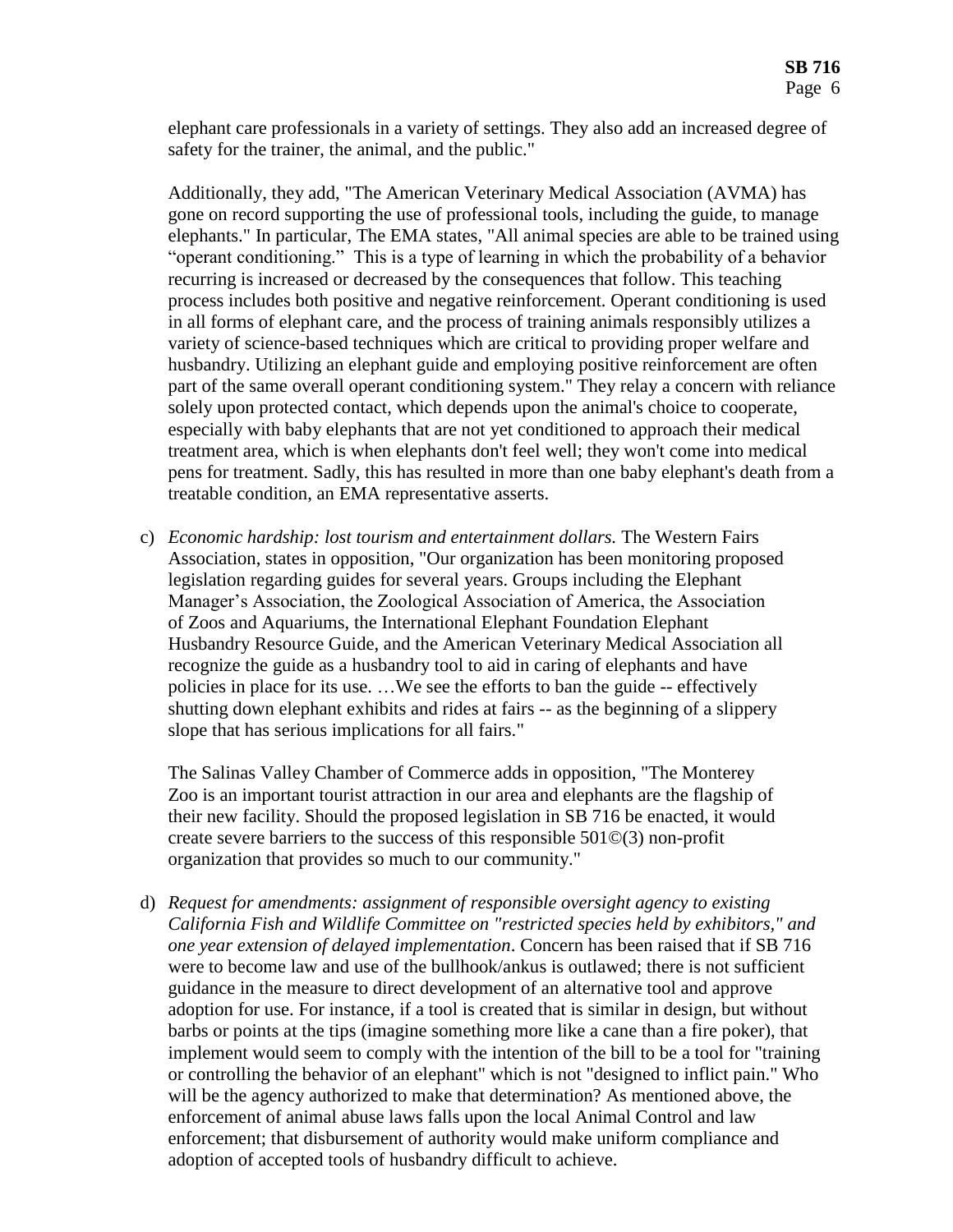elephant care professionals in a variety of settings. They also add an increased degree of safety for the trainer, the animal, and the public."

Additionally, they add, "The American Veterinary Medical Association (AVMA) has gone on record supporting the use of professional tools, including the guide, to manage elephants." In particular, The EMA states, "All animal species are able to be trained using "operant conditioning." This is a type of learning in which the probability of a behavior recurring is increased or decreased by the consequences that follow. This teaching process includes both positive and negative reinforcement. Operant conditioning is used in all forms of elephant care, and the process of training animals responsibly utilizes a variety of science-based techniques which are critical to providing proper welfare and husbandry. Utilizing an elephant guide and employing positive reinforcement are often part of the same overall operant conditioning system." They relay a concern with reliance solely upon protected contact, which depends upon the animal's choice to cooperate, especially with baby elephants that are not yet conditioned to approach their medical treatment area, which is when elephants don't feel well; they won't come into medical pens for treatment. Sadly, this has resulted in more than one baby elephant's death from a treatable condition, an EMA representative asserts.

c) *Economic hardship: lost tourism and entertainment dollars.* The Western Fairs Association, states in opposition, "Our organization has been monitoring proposed legislation regarding guides for several years. Groups including the Elephant Manager's Association, the Zoological Association of America, the Association of Zoos and Aquariums, the International Elephant Foundation Elephant Husbandry Resource Guide, and the American Veterinary Medical Association all recognize the guide as a husbandry tool to aid in caring of elephants and have policies in place for its use. …We see the efforts to ban the guide -- effectively shutting down elephant exhibits and rides at fairs -- as the beginning of a slippery slope that has serious implications for all fairs."

   The Salinas Valley Chamber of Commerce adds in opposition, "The Monterey Zoo is an important tourist attraction in our area and elephants are the flagship of their new facility. Should the proposed legislation in SB 716 be enacted, it would create severe barriers to the success of this responsible 501©(3) non-profit organization that provides so much to our community."

d) *Request for amendments: assignment of responsible oversight agency to existing California Fish and Wildlife Committee on "restricted species held by exhibitors," and one year extension of delayed implementation*. Concern has been raised that if SB 716 were to become law and use of the bullhook/ankus is outlawed; there is not sufficient guidance in the measure to direct development of an alternative tool and approve adoption for use. For instance, if a tool is created that is similar in design, but without barbs or points at the tips (imagine something more like a cane than a fire poker), that implement would seem to comply with the intention of the bill to be a tool for "training or controlling the behavior of an elephant" which is not "designed to inflict pain." Who will be the agency authorized to make that determination? As mentioned above, the enforcement of animal abuse laws falls upon the local Animal Control and law enforcement; that disbursement of authority would make uniform compliance and adoption of accepted tools of husbandry difficult to achieve.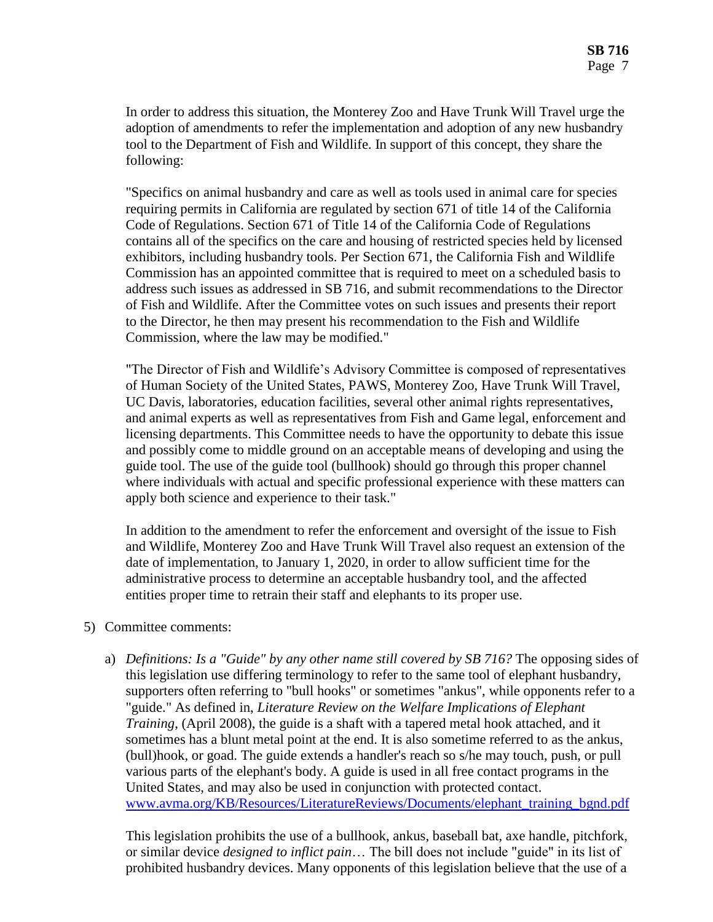In order to address this situation, the Monterey Zoo and Have Trunk Will Travel urge the adoption of amendments to refer the implementation and adoption of any new husbandry tool to the Department of Fish and Wildlife. In support of this concept, they share the following:

"Specifics on animal husbandry and care as well as tools used in animal care for species requiring permits in California are regulated by section 671 of title 14 of the California Code of Regulations. Section 671 of Title 14 of the California Code of Regulations contains all of the specifics on the care and housing of restricted species held by licensed exhibitors, including husbandry tools. Per Section 671, the California Fish and Wildlife Commission has an appointed committee that is required to meet on a scheduled basis to address such issues as addressed in SB 716, and submit recommendations to the Director of Fish and Wildlife. After the Committee votes on such issues and presents their report to the Director, he then may present his recommendation to the Fish and Wildlife Commission, where the law may be modified."

"The Director of Fish and Wildlife's Advisory Committee is composed of representatives of Human Society of the United States, PAWS, Monterey Zoo, Have Trunk Will Travel, UC Davis, laboratories, education facilities, several other animal rights representatives, and animal experts as well as representatives from Fish and Game legal, enforcement and licensing departments. This Committee needs to have the opportunity to debate this issue and possibly come to middle ground on an acceptable means of developing and using the guide tool. The use of the guide tool (bullhook) should go through this proper channel where individuals with actual and specific professional experience with these matters can apply both science and experience to their task."

In addition to the amendment to refer the enforcement and oversight of the issue to Fish and Wildlife, Monterey Zoo and Have Trunk Will Travel also request an extension of the date of implementation, to January 1, 2020, in order to allow sufficient time for the administrative process to determine an acceptable husbandry tool, and the affected entities proper time to retrain their staff and elephants to its proper use.

5) Committee comments:

   a) *Definitions: Is a "Guide" by any other name still covered by SB 716?* The opposing sides of this legislation use differing terminology to refer to the same tool of elephant husbandry, supporters often referring to "bull hooks" or sometimes "ankus", while opponents refer to a "guide." As defined in, *Literature Review on the Welfare Implications of Elephant Training*, (April 2008), the guide is a shaft with a tapered metal hook attached, and it sometimes has a blunt metal point at the end. It is also sometime referred to as the ankus, (bull)hook, or goad. The guide extends a handler's reach so s/he may touch, push, or pull various parts of the elephant's body. A guide is used in all free contact programs in the United States, and may also be used in conjunction with protected contact. www.avma.org/KB/Resources/LiteratureReviews/Documents/elephant_training_bgnd.pdf

   This legislation prohibits the use of a bullhook, ankus, baseball bat, axe handle, pitchfork, or similar device *designed to inflict pain*… The bill does not include "guide" in its list of prohibited husbandry devices. Many opponents of this legislation believe that the use of a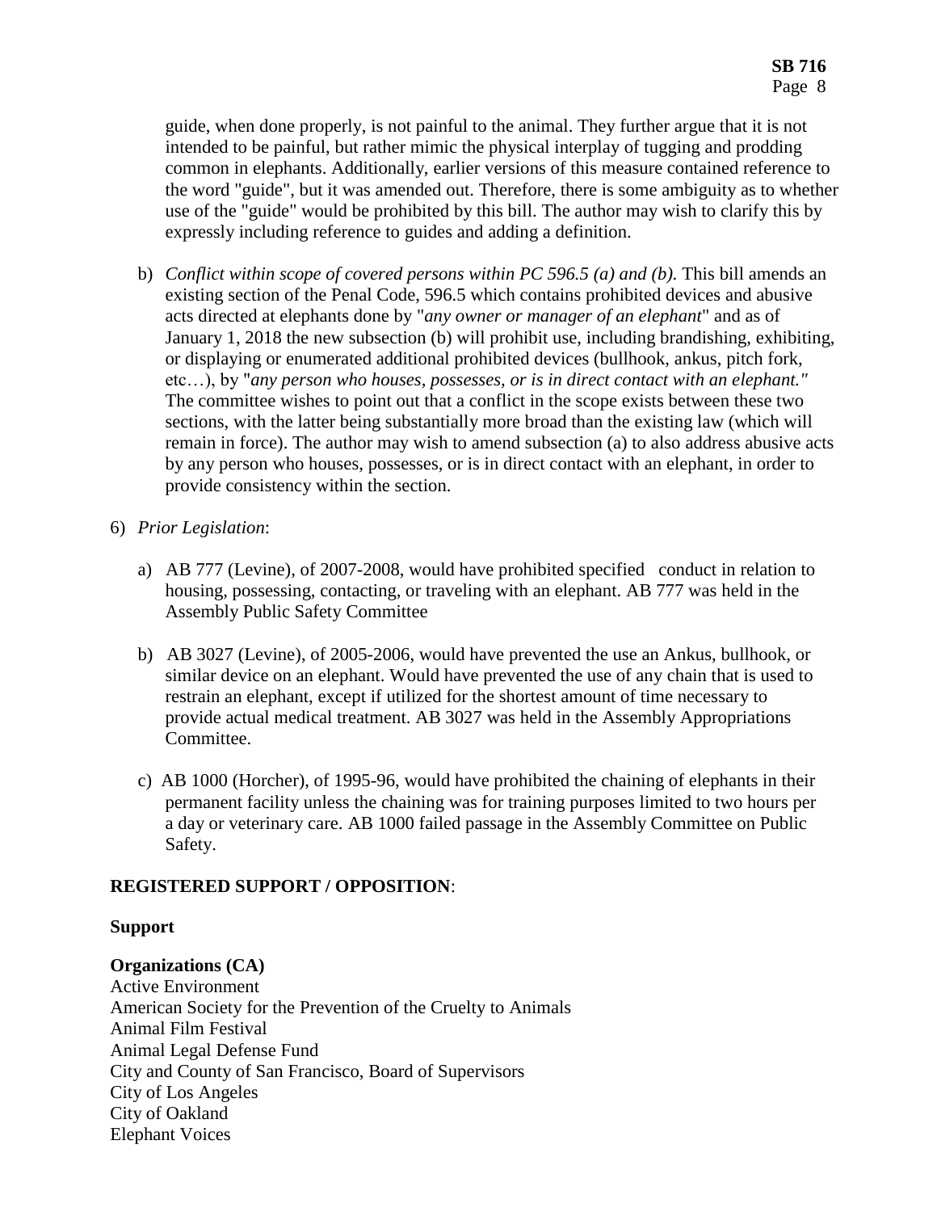guide, when done properly, is not painful to the animal. They further argue that it is not intended to be painful, but rather mimic the physical interplay of tugging and prodding common in elephants. Additionally, earlier versions of this measure contained reference to the word "guide", but it was amended out. Therefore, there is some ambiguity as to whether use of the "guide" would be prohibited by this bill. The author may wish to clarify this by expressly including reference to guides and adding a definition.

b) *Conflict within scope of covered persons within PC 596.5 (a) and (b).* This bill amends an existing section of the Penal Code, 596.5 which contains prohibited devices and abusive acts directed at elephants done by "*any owner or manager of an elephant*" and as of January 1, 2018 the new subsection (b) will prohibit use, including brandishing, exhibiting, or displaying or enumerated additional prohibited devices (bullhook, ankus, pitch fork, etc…), by "*any person who houses, possesses, or is in direct contact with an elephant."* The committee wishes to point out that a conflict in the scope exists between these two sections, with the latter being substantially more broad than the existing law (which will remain in force). The author may wish to amend subsection (a) to also address abusive acts by any person who houses, possesses, or is in direct contact with an elephant, in order to provide consistency within the section.

6) *Prior Legislation*:

a) AB 777 (Levine), of 2007-2008, would have prohibited specified conduct in relation to housing, possessing, contacting, or traveling with an elephant. AB 777 was held in the Assembly Public Safety Committee

b) AB 3027 (Levine), of 2005-2006, would have prevented the use an Ankus, bullhook, or similar device on an elephant. Would have prevented the use of any chain that is used to restrain an elephant, except if utilized for the shortest amount of time necessary to provide actual medical treatment. AB 3027 was held in the Assembly Appropriations Committee.

c) AB 1000 (Horcher), of 1995-96, would have prohibited the chaining of elephants in their permanent facility unless the chaining was for training purposes limited to two hours per a day or veterinary care. AB 1000 failed passage in the Assembly Committee on Public Safety.

**REGISTERED SUPPORT / OPPOSITION**:

**Support**

**Organizations (CA)**
Active Environment
American Society for the Prevention of the Cruelty to Animals
Animal Film Festival
Animal Legal Defense Fund
City and County of San Francisco, Board of Supervisors
City of Los Angeles
City of Oakland
Elephant Voices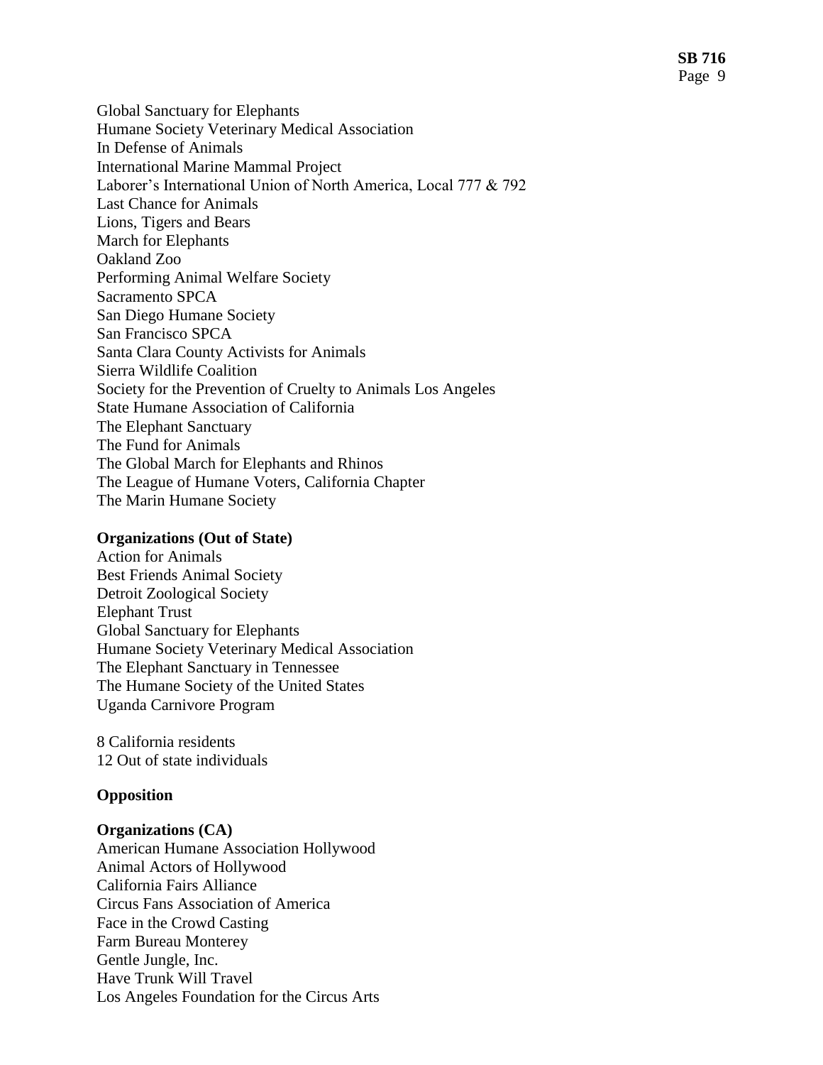Global Sanctuary for Elephants
Humane Society Veterinary Medical Association
In Defense of Animals
International Marine Mammal Project
Laborer's International Union of North America, Local 777 & 792
Last Chance for Animals
Lions, Tigers and Bears
March for Elephants
Oakland Zoo
Performing Animal Welfare Society
Sacramento SPCA
San Diego Humane Society
San Francisco SPCA
Santa Clara County Activists for Animals
Sierra Wildlife Coalition
Society for the Prevention of Cruelty to Animals Los Angeles
State Humane Association of California
The Elephant Sanctuary
The Fund for Animals
The Global March for Elephants and Rhinos
The League of Humane Voters, California Chapter
The Marin Humane Society

**Organizations (Out of State)**
Action for Animals
Best Friends Animal Society
Detroit Zoological Society
Elephant Trust
Global Sanctuary for Elephants
Humane Society Veterinary Medical Association
The Elephant Sanctuary in Tennessee
The Humane Society of the United States
Uganda Carnivore Program

8 California residents
12 Out of state individuals

**Opposition**

**Organizations (CA)**
American Humane Association Hollywood
Animal Actors of Hollywood
California Fairs Alliance
Circus Fans Association of America
Face in the Crowd Casting
Farm Bureau Monterey
Gentle Jungle, Inc.
Have Trunk Will Travel
Los Angeles Foundation for the Circus Arts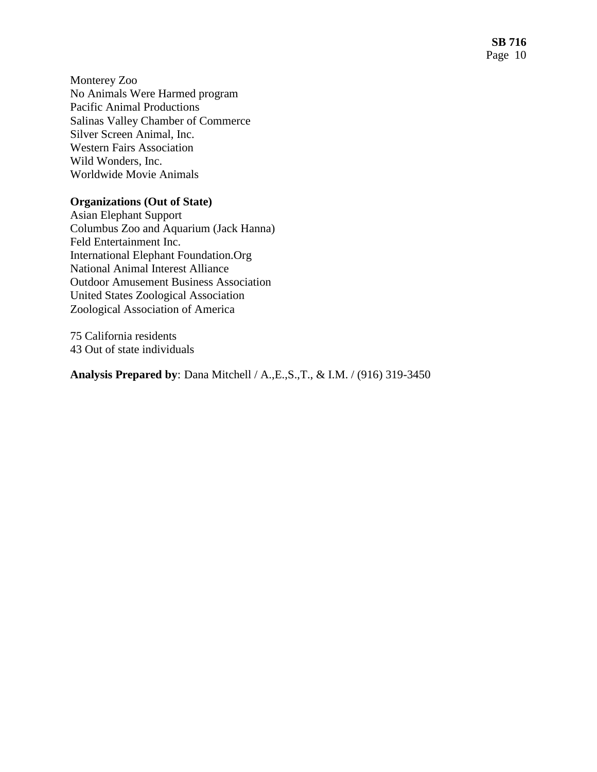Monterey Zoo
No Animals Were Harmed program
Pacific Animal Productions
Salinas Valley Chamber of Commerce
Silver Screen Animal, Inc.
Western Fairs Association
Wild Wonders, Inc.
Worldwide Movie Animals

**Organizations (Out of State)**
Asian Elephant Support
Columbus Zoo and Aquarium (Jack Hanna)
Feld Entertainment Inc.
International Elephant Foundation.Org
National Animal Interest Alliance
Outdoor Amusement Business Association
United States Zoological Association
Zoological Association of America

75 California residents
43 Out of state individuals

**Analysis Prepared by**: Dana Mitchell / A.,E.,S.,T., & I.M. / (916) 319-3450